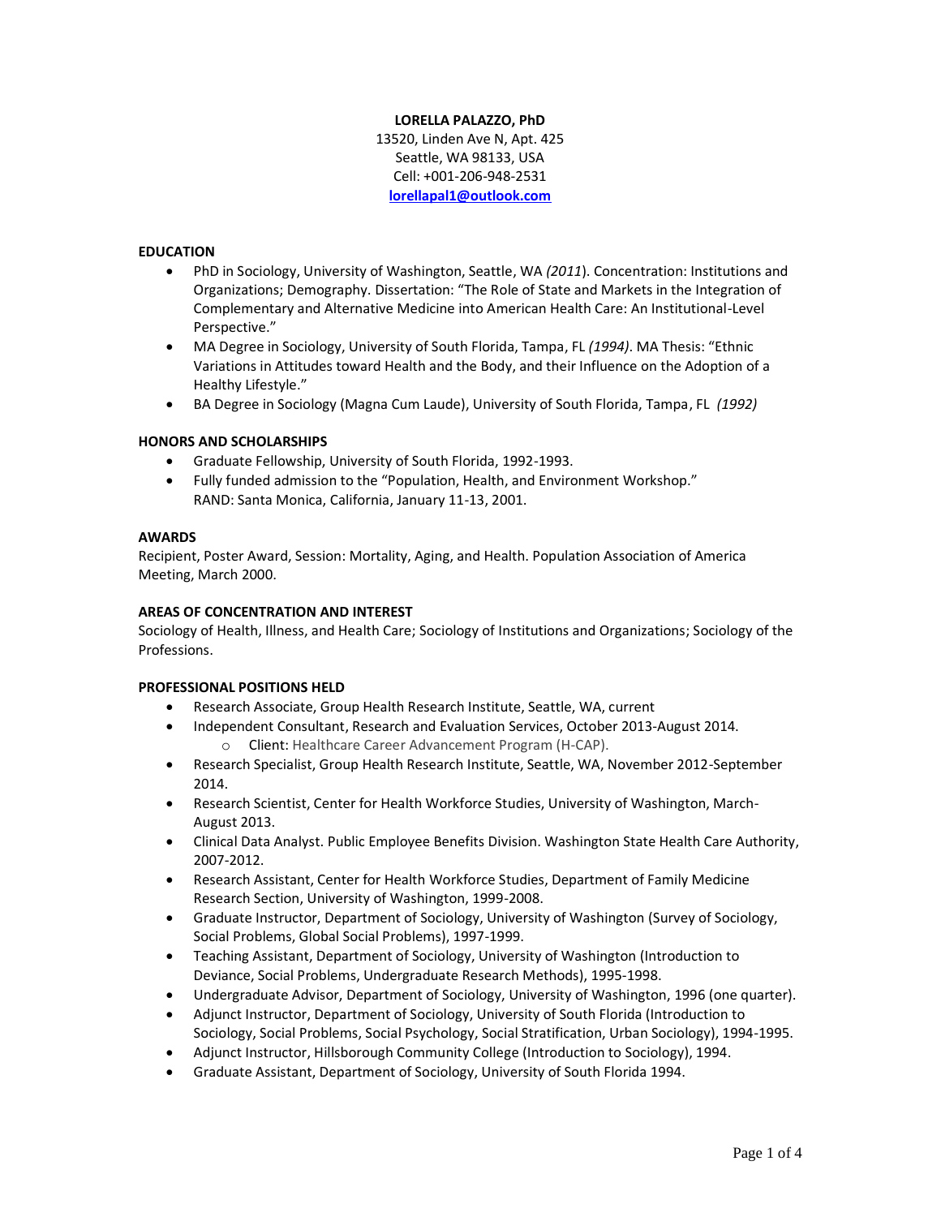# LORELLA PALAZZO, PhD

13520, Linden Ave N, Apt. 425
Seattle, WA 98133, USA
Cell: +001-206-948-2531
lorellapal1@outlook.com

## EDUCATION

- PhD in Sociology, University of Washington, Seattle, WA *(2011*). Concentration: Institutions and Organizations; Demography. Dissertation: "The Role of State and Markets in the Integration of Complementary and Alternative Medicine into American Health Care: An Institutional-Level Perspective."
- MA Degree in Sociology, University of South Florida, Tampa, FL *(1994)*. MA Thesis: "Ethnic Variations in Attitudes toward Health and the Body, and their Influence on the Adoption of a Healthy Lifestyle."
- BA Degree in Sociology (Magna Cum Laude), University of South Florida, Tampa, FL *(1992)*

## HONORS AND SCHOLARSHIPS

- Graduate Fellowship, University of South Florida, 1992-1993.
- Fully funded admission to the "Population, Health, and Environment Workshop." RAND: Santa Monica, California, January 11-13, 2001.

## AWARDS

Recipient, Poster Award, Session: Mortality, Aging, and Health. Population Association of America Meeting, March 2000.

## AREAS OF CONCENTRATION AND INTEREST

Sociology of Health, Illness, and Health Care; Sociology of Institutions and Organizations; Sociology of the Professions.

## PROFESSIONAL POSITIONS HELD

- Research Associate, Group Health Research Institute, Seattle, WA, current
- Independent Consultant, Research and Evaluation Services, October 2013-August 2014.
  - Client: Healthcare Career Advancement Program (H-CAP).
- Research Specialist, Group Health Research Institute, Seattle, WA, November 2012-September 2014.
- Research Scientist, Center for Health Workforce Studies, University of Washington, March-August 2013.
- Clinical Data Analyst. Public Employee Benefits Division. Washington State Health Care Authority, 2007-2012.
- Research Assistant, Center for Health Workforce Studies, Department of Family Medicine Research Section, University of Washington, 1999-2008.
- Graduate Instructor, Department of Sociology, University of Washington (Survey of Sociology, Social Problems, Global Social Problems), 1997-1999.
- Teaching Assistant, Department of Sociology, University of Washington (Introduction to Deviance, Social Problems, Undergraduate Research Methods), 1995-1998.
- Undergraduate Advisor, Department of Sociology, University of Washington, 1996 (one quarter).
- Adjunct Instructor, Department of Sociology, University of South Florida (Introduction to Sociology, Social Problems, Social Psychology, Social Stratification, Urban Sociology), 1994-1995.
- Adjunct Instructor, Hillsborough Community College (Introduction to Sociology), 1994.
- Graduate Assistant, Department of Sociology, University of South Florida 1994.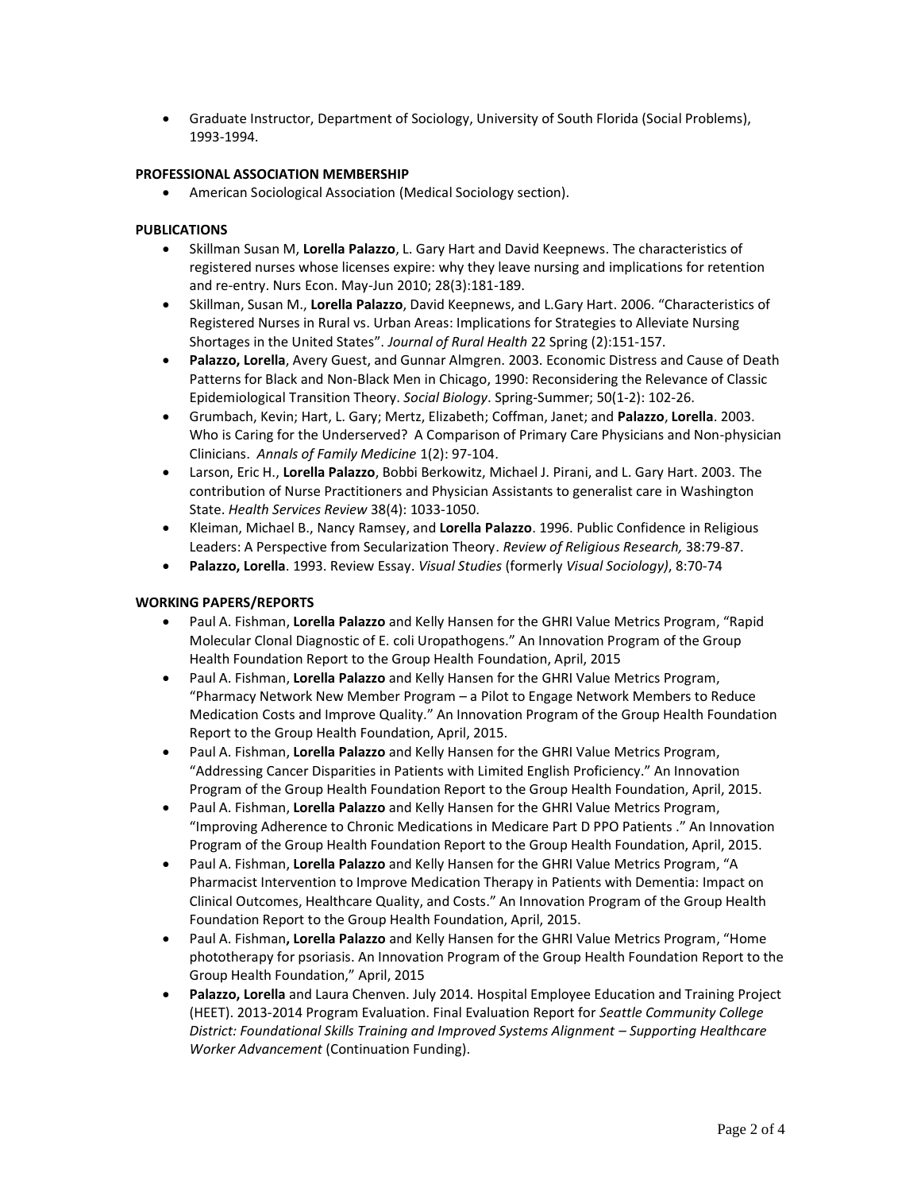- Graduate Instructor, Department of Sociology, University of South Florida (Social Problems), 1993-1994.

**PROFESSIONAL ASSOCIATION MEMBERSHIP**

- American Sociological Association (Medical Sociology section).

**PUBLICATIONS**

- Skillman Susan M, **Lorella Palazzo**, L. Gary Hart and David Keepnews. The characteristics of registered nurses whose licenses expire: why they leave nursing and implications for retention and re-entry. Nurs Econ. May-Jun 2010; 28(3):181-189.
- Skillman, Susan M., **Lorella Palazzo**, David Keepnews, and L.Gary Hart. 2006. "Characteristics of Registered Nurses in Rural vs. Urban Areas: Implications for Strategies to Alleviate Nursing Shortages in the United States". *Journal of Rural Health* 22 Spring (2):151-157.
- **Palazzo, Lorella**, Avery Guest, and Gunnar Almgren. 2003. Economic Distress and Cause of Death Patterns for Black and Non-Black Men in Chicago, 1990: Reconsidering the Relevance of Classic Epidemiological Transition Theory. *Social Biology*. Spring-Summer; 50(1-2): 102-26.
- Grumbach, Kevin; Hart, L. Gary; Mertz, Elizabeth; Coffman, Janet; and **Palazzo**, **Lorella**. 2003. Who is Caring for the Underserved? A Comparison of Primary Care Physicians and Non-physician Clinicians. *Annals of Family Medicine* 1(2): 97-104.
- Larson, Eric H., **Lorella Palazzo**, Bobbi Berkowitz, Michael J. Pirani, and L. Gary Hart. 2003. The contribution of Nurse Practitioners and Physician Assistants to generalist care in Washington State. *Health Services Review* 38(4): 1033-1050.
- Kleiman, Michael B., Nancy Ramsey, and **Lorella Palazzo**. 1996. Public Confidence in Religious Leaders: A Perspective from Secularization Theory. *Review of Religious Research,* 38:79-87.
- **Palazzo, Lorella**. 1993. Review Essay. *Visual Studies* (formerly *Visual Sociology)*, 8:70-74

**WORKING PAPERS/REPORTS**

- Paul A. Fishman, **Lorella Palazzo** and Kelly Hansen for the GHRI Value Metrics Program, "Rapid Molecular Clonal Diagnostic of E. coli Uropathogens." An Innovation Program of the Group Health Foundation Report to the Group Health Foundation, April, 2015
- Paul A. Fishman, **Lorella Palazzo** and Kelly Hansen for the GHRI Value Metrics Program, "Pharmacy Network New Member Program – a Pilot to Engage Network Members to Reduce Medication Costs and Improve Quality." An Innovation Program of the Group Health Foundation Report to the Group Health Foundation, April, 2015.
- Paul A. Fishman, **Lorella Palazzo** and Kelly Hansen for the GHRI Value Metrics Program, "Addressing Cancer Disparities in Patients with Limited English Proficiency." An Innovation Program of the Group Health Foundation Report to the Group Health Foundation, April, 2015.
- Paul A. Fishman, **Lorella Palazzo** and Kelly Hansen for the GHRI Value Metrics Program, "Improving Adherence to Chronic Medications in Medicare Part D PPO Patients ." An Innovation Program of the Group Health Foundation Report to the Group Health Foundation, April, 2015.
- Paul A. Fishman, **Lorella Palazzo** and Kelly Hansen for the GHRI Value Metrics Program, "A Pharmacist Intervention to Improve Medication Therapy in Patients with Dementia: Impact on Clinical Outcomes, Healthcare Quality, and Costs." An Innovation Program of the Group Health Foundation Report to the Group Health Foundation, April, 2015.
- Paul A. Fishman**, Lorella Palazzo** and Kelly Hansen for the GHRI Value Metrics Program, "Home phototherapy for psoriasis. An Innovation Program of the Group Health Foundation Report to the Group Health Foundation," April, 2015
- **Palazzo, Lorella** and Laura Chenven. July 2014. Hospital Employee Education and Training Project (HEET). 2013-2014 Program Evaluation. Final Evaluation Report for *Seattle Community College District: Foundational Skills Training and Improved Systems Alignment – Supporting Healthcare Worker Advancement* (Continuation Funding).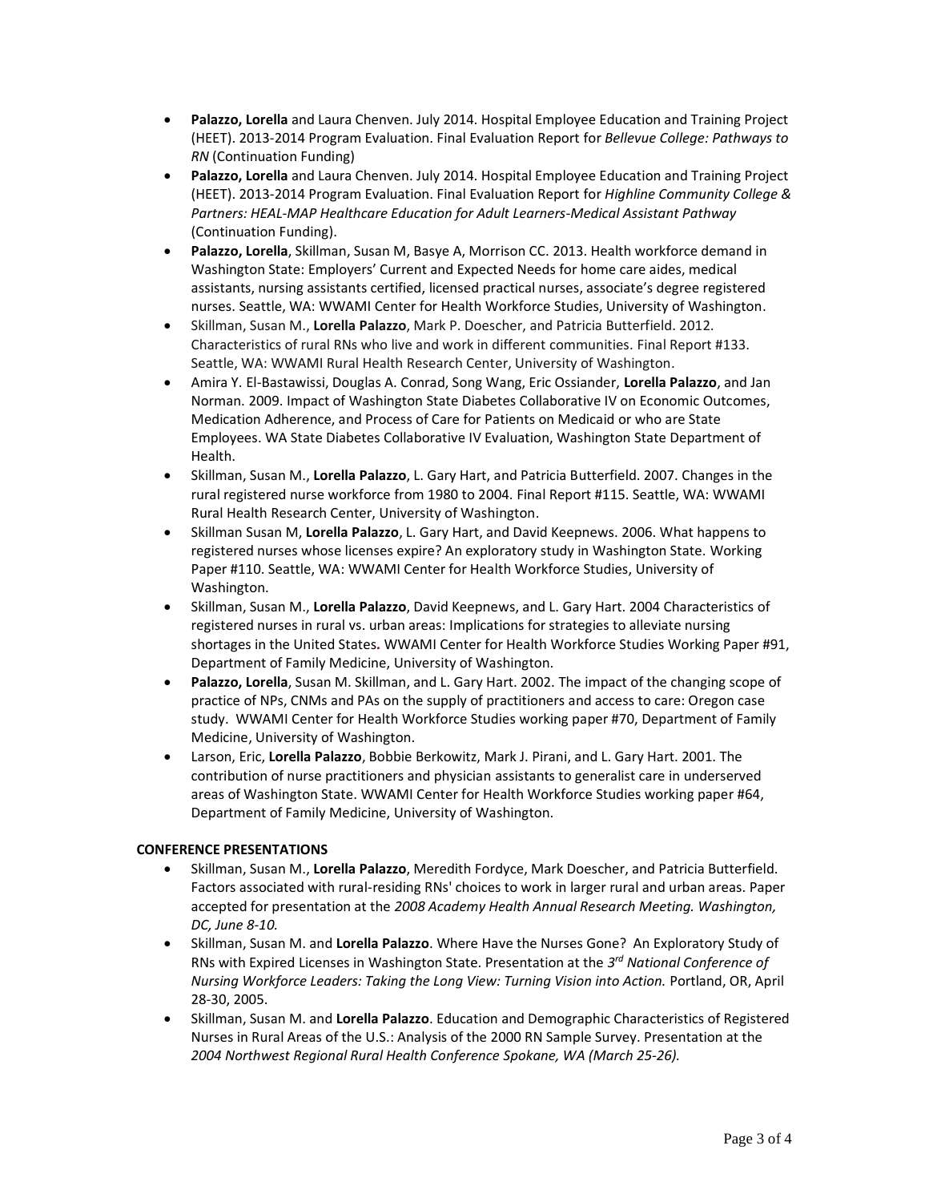- **Palazzo, Lorella** and Laura Chenven. July 2014. Hospital Employee Education and Training Project (HEET). 2013-2014 Program Evaluation. Final Evaluation Report for *Bellevue College: Pathways to RN* (Continuation Funding)
- **Palazzo, Lorella** and Laura Chenven. July 2014. Hospital Employee Education and Training Project (HEET). 2013-2014 Program Evaluation. Final Evaluation Report for *Highline Community College & Partners: HEAL-MAP Healthcare Education for Adult Learners-Medical Assistant Pathway* (Continuation Funding).
- **Palazzo, Lorella**, Skillman, Susan M, Basye A, Morrison CC. 2013. Health workforce demand in Washington State: Employers' Current and Expected Needs for home care aides, medical assistants, nursing assistants certified, licensed practical nurses, associate's degree registered nurses. Seattle, WA: WWAMI Center for Health Workforce Studies, University of Washington.
- Skillman, Susan M., **Lorella Palazzo**, Mark P. Doescher, and Patricia Butterfield. 2012. Characteristics of rural RNs who live and work in different communities. Final Report #133. Seattle, WA: WWAMI Rural Health Research Center, University of Washington.
- Amira Y. El-Bastawissi, Douglas A. Conrad, Song Wang, Eric Ossiander, **Lorella Palazzo**, and Jan Norman. 2009. Impact of Washington State Diabetes Collaborative IV on Economic Outcomes, Medication Adherence, and Process of Care for Patients on Medicaid or who are State Employees. WA State Diabetes Collaborative IV Evaluation, Washington State Department of Health.
- Skillman, Susan M., **Lorella Palazzo**, L. Gary Hart, and Patricia Butterfield. 2007. Changes in the rural registered nurse workforce from 1980 to 2004. Final Report #115. Seattle, WA: WWAMI Rural Health Research Center, University of Washington.
- Skillman Susan M, **Lorella Palazzo**, L. Gary Hart, and David Keepnews. 2006. What happens to registered nurses whose licenses expire? An exploratory study in Washington State. Working Paper #110. Seattle, WA: WWAMI Center for Health Workforce Studies, University of Washington.
- Skillman, Susan M., **Lorella Palazzo**, David Keepnews, and L. Gary Hart. 2004 Characteristics of registered nurses in rural vs. urban areas: Implications for strategies to alleviate nursing shortages in the United States**.** WWAMI Center for Health Workforce Studies Working Paper #91, Department of Family Medicine, University of Washington.
- **Palazzo, Lorella**, Susan M. Skillman, and L. Gary Hart. 2002. The impact of the changing scope of practice of NPs, CNMs and PAs on the supply of practitioners and access to care: Oregon case study. WWAMI Center for Health Workforce Studies working paper #70, Department of Family Medicine, University of Washington.
- Larson, Eric, **Lorella Palazzo**, Bobbie Berkowitz, Mark J. Pirani, and L. Gary Hart. 2001. The contribution of nurse practitioners and physician assistants to generalist care in underserved areas of Washington State. WWAMI Center for Health Workforce Studies working paper #64, Department of Family Medicine, University of Washington.

**CONFERENCE PRESENTATIONS**

- Skillman, Susan M., **Lorella Palazzo**, Meredith Fordyce, Mark Doescher, and Patricia Butterfield. Factors associated with rural-residing RNs' choices to work in larger rural and urban areas. Paper accepted for presentation at the *2008 Academy Health Annual Research Meeting. Washington, DC, June 8-10.*
- Skillman, Susan M. and **Lorella Palazzo**. Where Have the Nurses Gone? An Exploratory Study of RNs with Expired Licenses in Washington State. Presentation at the *3rd National Conference of Nursing Workforce Leaders: Taking the Long View: Turning Vision into Action.* Portland, OR, April 28-30, 2005.
- Skillman, Susan M. and **Lorella Palazzo**. Education and Demographic Characteristics of Registered Nurses in Rural Areas of the U.S.: Analysis of the 2000 RN Sample Survey. Presentation at the *2004 Northwest Regional Rural Health Conference Spokane, WA (March 25-26).*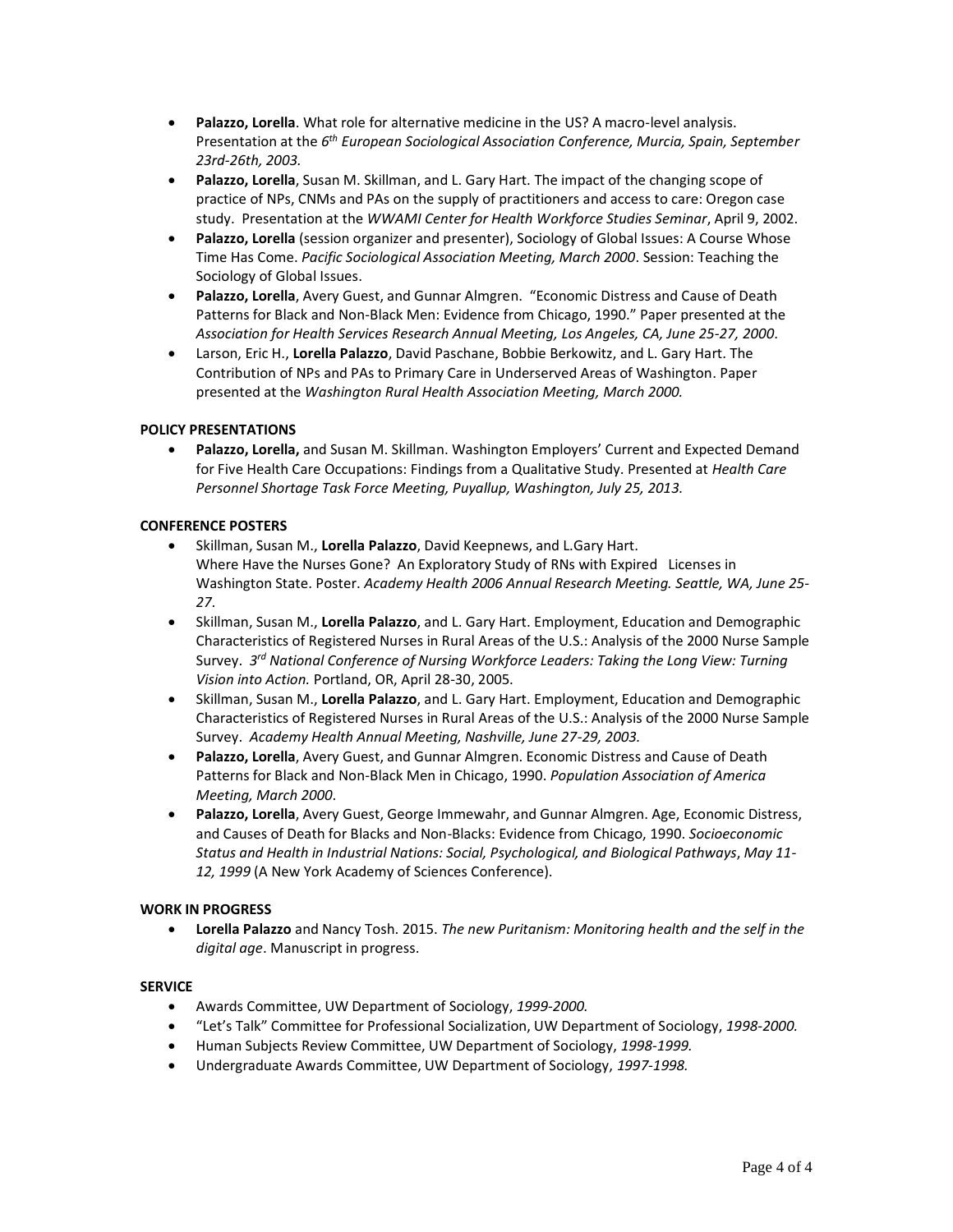- **Palazzo, Lorella**. What role for alternative medicine in the US? A macro-level analysis. Presentation at the *6th European Sociological Association Conference, Murcia, Spain, September 23rd-26th, 2003.*
- **Palazzo, Lorella**, Susan M. Skillman, and L. Gary Hart. The impact of the changing scope of practice of NPs, CNMs and PAs on the supply of practitioners and access to care: Oregon case study. Presentation at the *WWAMI Center for Health Workforce Studies Seminar*, April 9, 2002.
- **Palazzo, Lorella** (session organizer and presenter), Sociology of Global Issues: A Course Whose Time Has Come. *Pacific Sociological Association Meeting, March 2000*. Session: Teaching the Sociology of Global Issues.
- **Palazzo, Lorella**, Avery Guest, and Gunnar Almgren. "Economic Distress and Cause of Death Patterns for Black and Non-Black Men: Evidence from Chicago, 1990." Paper presented at the *Association for Health Services Research Annual Meeting, Los Angeles, CA, June 25-27, 2000*.
- Larson, Eric H., **Lorella Palazzo**, David Paschane, Bobbie Berkowitz, and L. Gary Hart. The Contribution of NPs and PAs to Primary Care in Underserved Areas of Washington. Paper presented at the *Washington Rural Health Association Meeting, March 2000.*

**POLICY PRESENTATIONS**

- **Palazzo, Lorella,** and Susan M. Skillman. Washington Employers' Current and Expected Demand for Five Health Care Occupations: Findings from a Qualitative Study. Presented at *Health Care Personnel Shortage Task Force Meeting, Puyallup, Washington, July 25, 2013.*

**CONFERENCE POSTERS**

- Skillman, Susan M., **Lorella Palazzo**, David Keepnews, and L.Gary Hart. Where Have the Nurses Gone? An Exploratory Study of RNs with Expired Licenses in Washington State. Poster. *Academy Health 2006 Annual Research Meeting. Seattle, WA, June 25-27.*
- Skillman, Susan M., **Lorella Palazzo**, and L. Gary Hart. Employment, Education and Demographic Characteristics of Registered Nurses in Rural Areas of the U.S.: Analysis of the 2000 Nurse Sample Survey. *3rd National Conference of Nursing Workforce Leaders: Taking the Long View: Turning Vision into Action.* Portland, OR, April 28-30, 2005.
- Skillman, Susan M., **Lorella Palazzo**, and L. Gary Hart. Employment, Education and Demographic Characteristics of Registered Nurses in Rural Areas of the U.S.: Analysis of the 2000 Nurse Sample Survey. *Academy Health Annual Meeting, Nashville, June 27-29, 2003.*
- **Palazzo, Lorella**, Avery Guest, and Gunnar Almgren. Economic Distress and Cause of Death Patterns for Black and Non-Black Men in Chicago, 1990. *Population Association of America Meeting, March 2000*.
- **Palazzo, Lorella**, Avery Guest, George Immewahr, and Gunnar Almgren. Age, Economic Distress, and Causes of Death for Blacks and Non-Blacks: Evidence from Chicago, 1990. *Socioeconomic Status and Health in Industrial Nations: Social, Psychological, and Biological Pathways*, *May 11-12, 1999* (A New York Academy of Sciences Conference).

**WORK IN PROGRESS**

- **Lorella Palazzo** and Nancy Tosh. 2015. *The new Puritanism: Monitoring health and the self in the digital age*. Manuscript in progress.

**SERVICE**

- Awards Committee, UW Department of Sociology, *1999-2000.*
- "Let's Talk" Committee for Professional Socialization, UW Department of Sociology, *1998-2000.*
- Human Subjects Review Committee, UW Department of Sociology, *1998-1999.*
- Undergraduate Awards Committee, UW Department of Sociology, *1997-1998.*